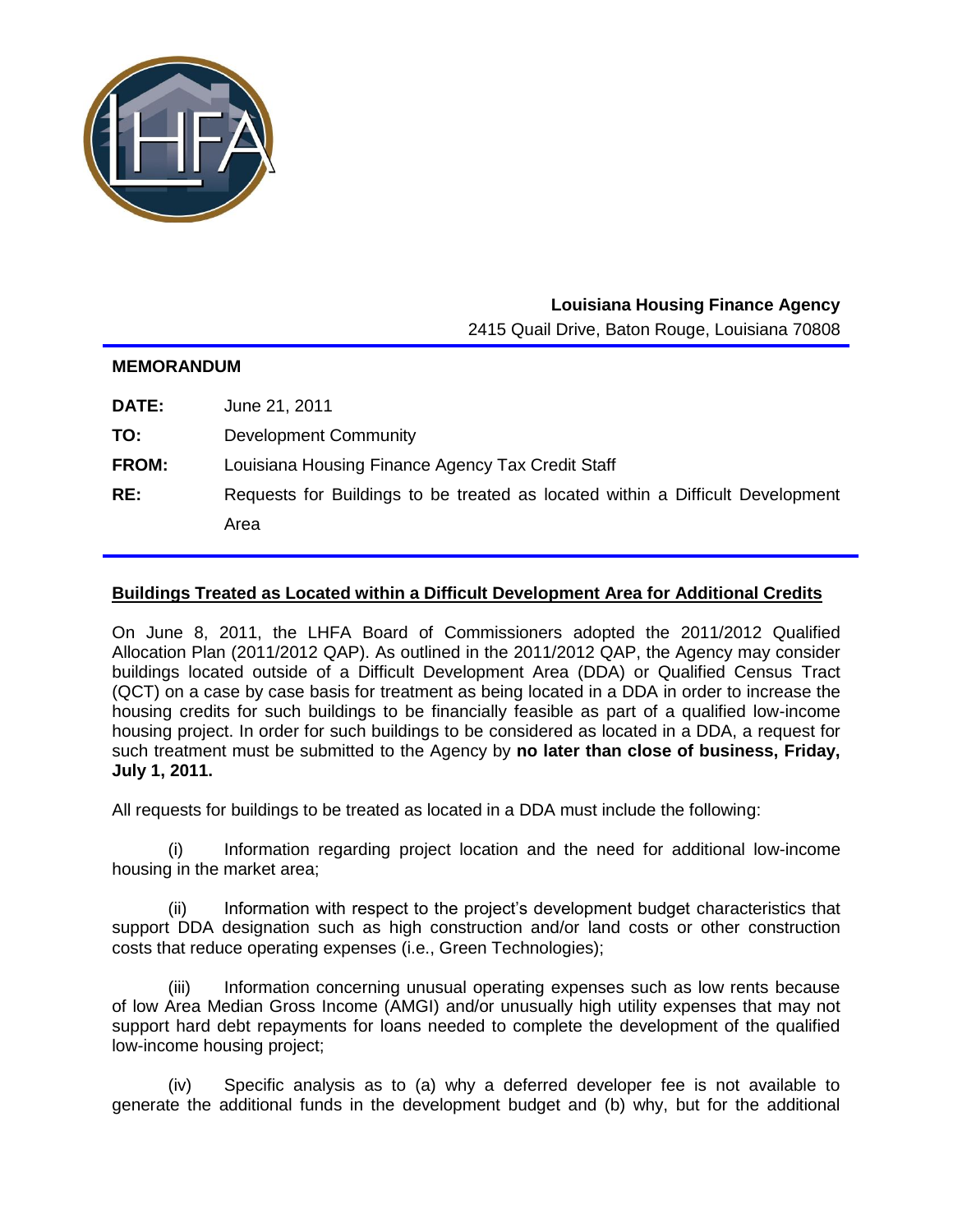**Louisiana Housing Finance Agency**
2415 Quail Drive, Baton Rouge, Louisiana 70808

**MEMORANDUM**

**DATE:** June 21, 2011

**TO:** Development Community

**FROM:** Louisiana Housing Finance Agency Tax Credit Staff

**RE:** Requests for Buildings to be treated as located within a Difficult Development Area

## Buildings Treated as Located within a Difficult Development Area for Additional Credits

On June 8, 2011, the LHFA Board of Commissioners adopted the 2011/2012 Qualified Allocation Plan (2011/2012 QAP). As outlined in the 2011/2012 QAP, the Agency may consider buildings located outside of a Difficult Development Area (DDA) or Qualified Census Tract (QCT) on a case by case basis for treatment as being located in a DDA in order to increase the housing credits for such buildings to be financially feasible as part of a qualified low-income housing project. In order for such buildings to be considered as located in a DDA, a request for such treatment must be submitted to the Agency by **no later than close of business, Friday, July 1, 2011.**

All requests for buildings to be treated as located in a DDA must include the following:

(i) Information regarding project location and the need for additional low-income housing in the market area;

(ii) Information with respect to the project's development budget characteristics that support DDA designation such as high construction and/or land costs or other construction costs that reduce operating expenses (i.e., Green Technologies);

(iii) Information concerning unusual operating expenses such as low rents because of low Area Median Gross Income (AMGI) and/or unusually high utility expenses that may not support hard debt repayments for loans needed to complete the development of the qualified low-income housing project;

(iv) Specific analysis as to (a) why a deferred developer fee is not available to generate the additional funds in the development budget and (b) why, but for the additional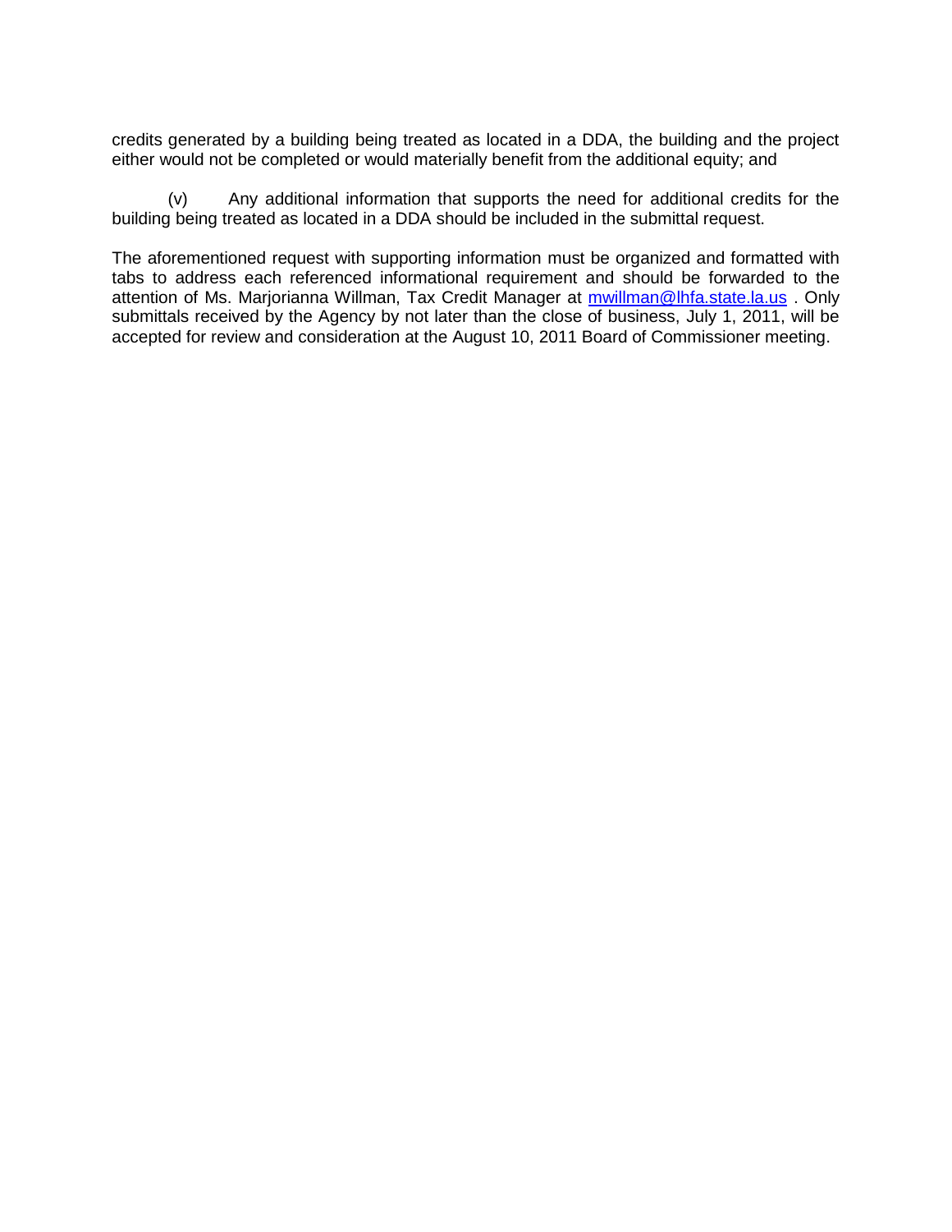credits generated by a building being treated as located in a DDA, the building and the project either would not be completed or would materially benefit from the additional equity; and

(v) Any additional information that supports the need for additional credits for the building being treated as located in a DDA should be included in the submittal request.

The aforementioned request with supporting information must be organized and formatted with tabs to address each referenced informational requirement and should be forwarded to the attention of Ms. Marjorianna Willman, Tax Credit Manager at mwillman@lhfa.state.la.us . Only submittals received by the Agency by not later than the close of business, July 1, 2011, will be accepted for review and consideration at the August 10, 2011 Board of Commissioner meeting.